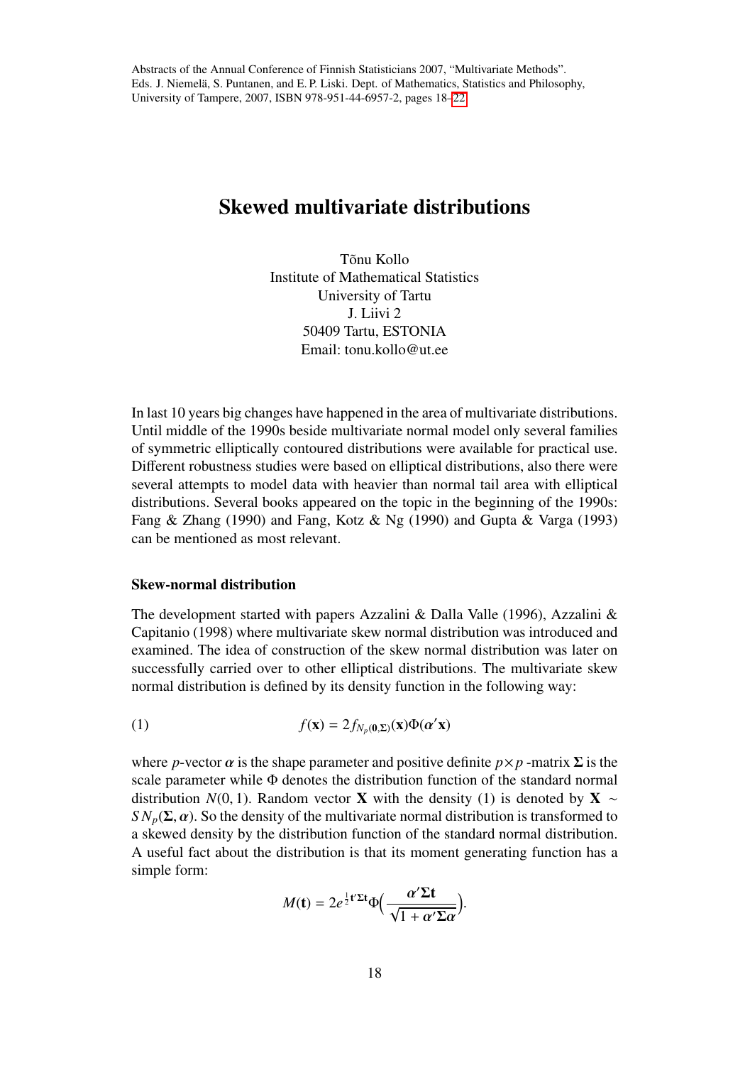Abstracts of the Annual Conference of Finnish Statisticians 2007, "Multivariate Methods". Eds. J. Niemelä, S. Puntanen, and E. P. Liski. Dept. of Mathematics, Statistics and Philosophy, University of Tampere, 2007, ISBN 978-951-44-6957-2, pages 18–22

# Skewed multivariate distributions

Tõnu Kollo
Institute of Mathematical Statistics
University of Tartu
J. Liivi 2
50409 Tartu, ESTONIA
Email: tonu.kollo@ut.ee

In last 10 years big changes have happened in the area of multivariate distributions. Until middle of the 1990s beside multivariate normal model only several families of symmetric elliptically contoured distributions were available for practical use. Different robustness studies were based on elliptical distributions, also there were several attempts to model data with heavier than normal tail area with elliptical distributions. Several books appeared on the topic in the beginning of the 1990s: Fang & Zhang (1990) and Fang, Kotz & Ng (1990) and Gupta & Varga (1993) can be mentioned as most relevant.

### Skew-normal distribution

The development started with papers Azzalini & Dalla Valle (1996), Azzalini & Capitanio (1998) where multivariate skew normal distribution was introduced and examined. The idea of construction of the skew normal distribution was later on successfully carried over to other elliptical distributions. The multivariate skew normal distribution is defined by its density function in the following way:

$$f(\mathbf{x}) = 2 f_{N_p(\mathbf{0},\boldsymbol{\Sigma})}(\mathbf{x}) \Phi(\boldsymbol{\alpha}'\mathbf{x}) \tag{1}$$

where $p$-vector $\boldsymbol{\alpha}$ is the shape parameter and positive definite $p \times p$ -matrix $\boldsymbol{\Sigma}$ is the scale parameter while $\Phi$ denotes the distribution function of the standard normal distribution $N(0, 1)$. Random vector $\mathbf{X}$ with the density (1) is denoted by $\mathbf{X} \sim SN_p(\boldsymbol{\Sigma}, \boldsymbol{\alpha})$. So the density of the multivariate normal distribution is transformed to a skewed density by the distribution function of the standard normal distribution. A useful fact about the distribution is that its moment generating function has a simple form:

$$M(\mathbf{t}) = 2e^{\frac{1}{2}\mathbf{t}'\boldsymbol{\Sigma}\mathbf{t}} \Phi\Big( \frac{\boldsymbol{\alpha}'\boldsymbol{\Sigma}\mathbf{t}}{\sqrt{1 + \boldsymbol{\alpha}'\boldsymbol{\Sigma}\boldsymbol{\alpha}}} \Big).$$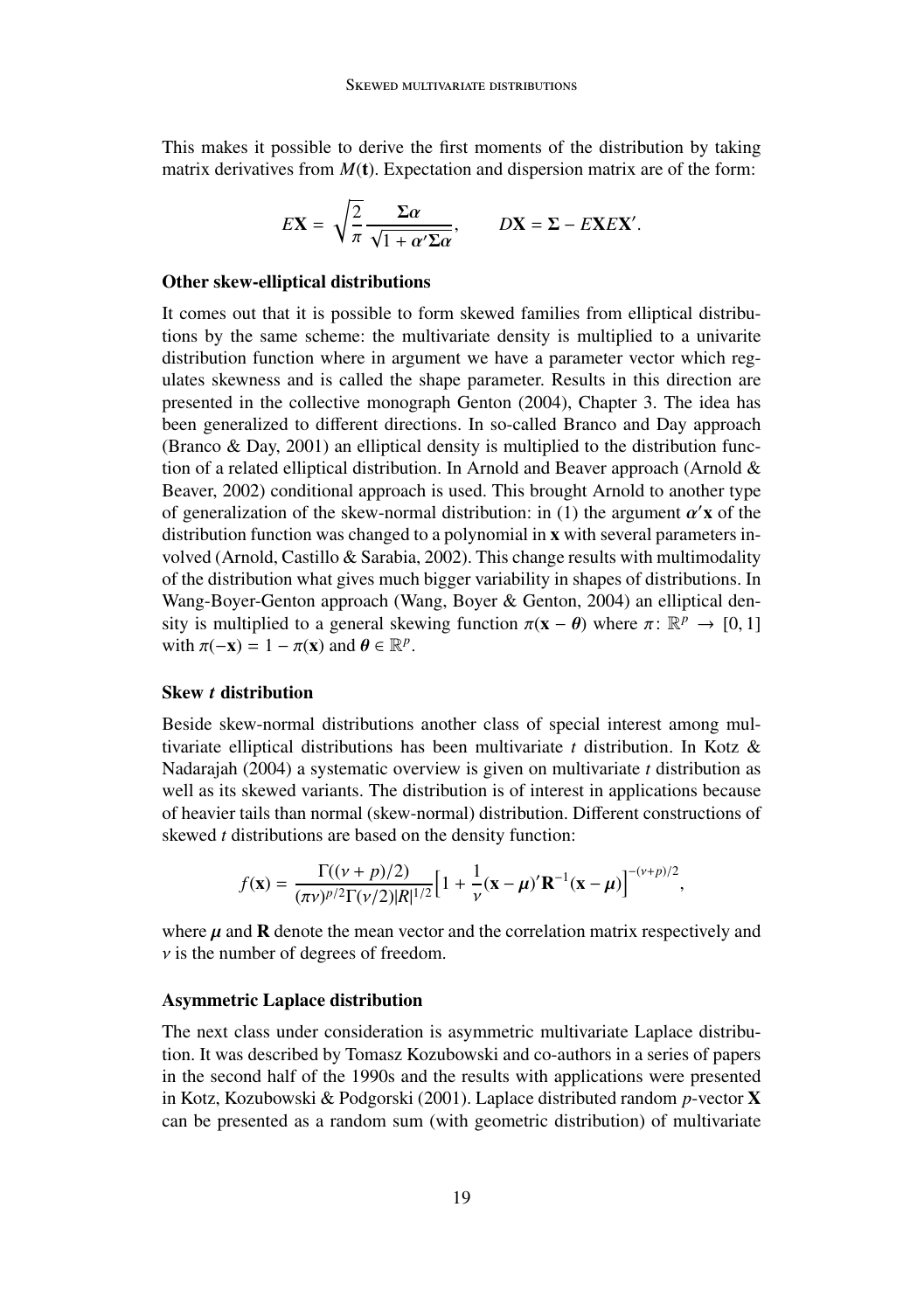This makes it possible to derive the first moments of the distribution by taking matrix derivatives from $M(\mathbf{t})$. Expectation and dispersion matrix are of the form:

$$E\mathbf{X} = \sqrt{\frac{2}{\pi}} \frac{\boldsymbol{\Sigma}\boldsymbol{\alpha}}{\sqrt{1 + \boldsymbol{\alpha}'\boldsymbol{\Sigma}\boldsymbol{\alpha}}}, \qquad D\mathbf{X} = \boldsymbol{\Sigma} - E\mathbf{X}E\mathbf{X}'.$$

**Other skew-elliptical distributions**

It comes out that it is possible to form skewed families from elliptical distributions by the same scheme: the multivariate density is multiplied to a univarite distribution function where in argument we have a parameter vector which regulates skewness and is called the shape parameter. Results in this direction are presented in the collective monograph Genton (2004), Chapter 3. The idea has been generalized to different directions. In so-called Branco and Day approach (Branco & Day, 2001) an elliptical density is multiplied to the distribution function of a related elliptical distribution. In Arnold and Beaver approach (Arnold & Beaver, 2002) conditional approach is used. This brought Arnold to another type of generalization of the skew-normal distribution: in (1) the argument $\boldsymbol{\alpha}'\mathbf{x}$ of the distribution function was changed to a polynomial in $\mathbf{x}$ with several parameters involved (Arnold, Castillo & Sarabia, 2002). This change results with multimodality of the distribution what gives much bigger variability in shapes of distributions. In Wang-Boyer-Genton approach (Wang, Boyer & Genton, 2004) an elliptical density is multiplied to a general skewing function $\pi(\mathbf{x} - \boldsymbol{\theta})$ where $\pi\colon \mathbb{R}^p \to [0, 1]$ with $\pi(-\mathbf{x}) = 1 - \pi(\mathbf{x})$ and $\boldsymbol{\theta} \in \mathbb{R}^p$.

**Skew *t* distribution**

Beside skew-normal distributions another class of special interest among multivariate elliptical distributions has been multivariate *t* distribution. In Kotz & Nadarajah (2004) a systematic overview is given on multivariate *t* distribution as well as its skewed variants. The distribution is of interest in applications because of heavier tails than normal (skew-normal) distribution. Different constructions of skewed *t* distributions are based on the density function:

$$f(\mathbf{x}) = \frac{\Gamma((\nu + p)/2)}{(\pi\nu)^{p/2}\Gamma(\nu/2)|R|^{1/2}}\Big[1 + \frac{1}{\nu}(\mathbf{x} - \boldsymbol{\mu})'\mathbf{R}^{-1}(\mathbf{x} - \boldsymbol{\mu})\Big]^{-(\nu+p)/2},$$

where $\boldsymbol{\mu}$ and $\mathbf{R}$ denote the mean vector and the correlation matrix respectively and $\nu$ is the number of degrees of freedom.

**Asymmetric Laplace distribution**

The next class under consideration is asymmetric multivariate Laplace distribution. It was described by Tomasz Kozubowski and co-authors in a series of papers in the second half of the 1990s and the results with applications were presented in Kotz, Kozubowski & Podgorski (2001). Laplace distributed random $p$-vector $\mathbf{X}$ can be presented as a random sum (with geometric distribution) of multivariate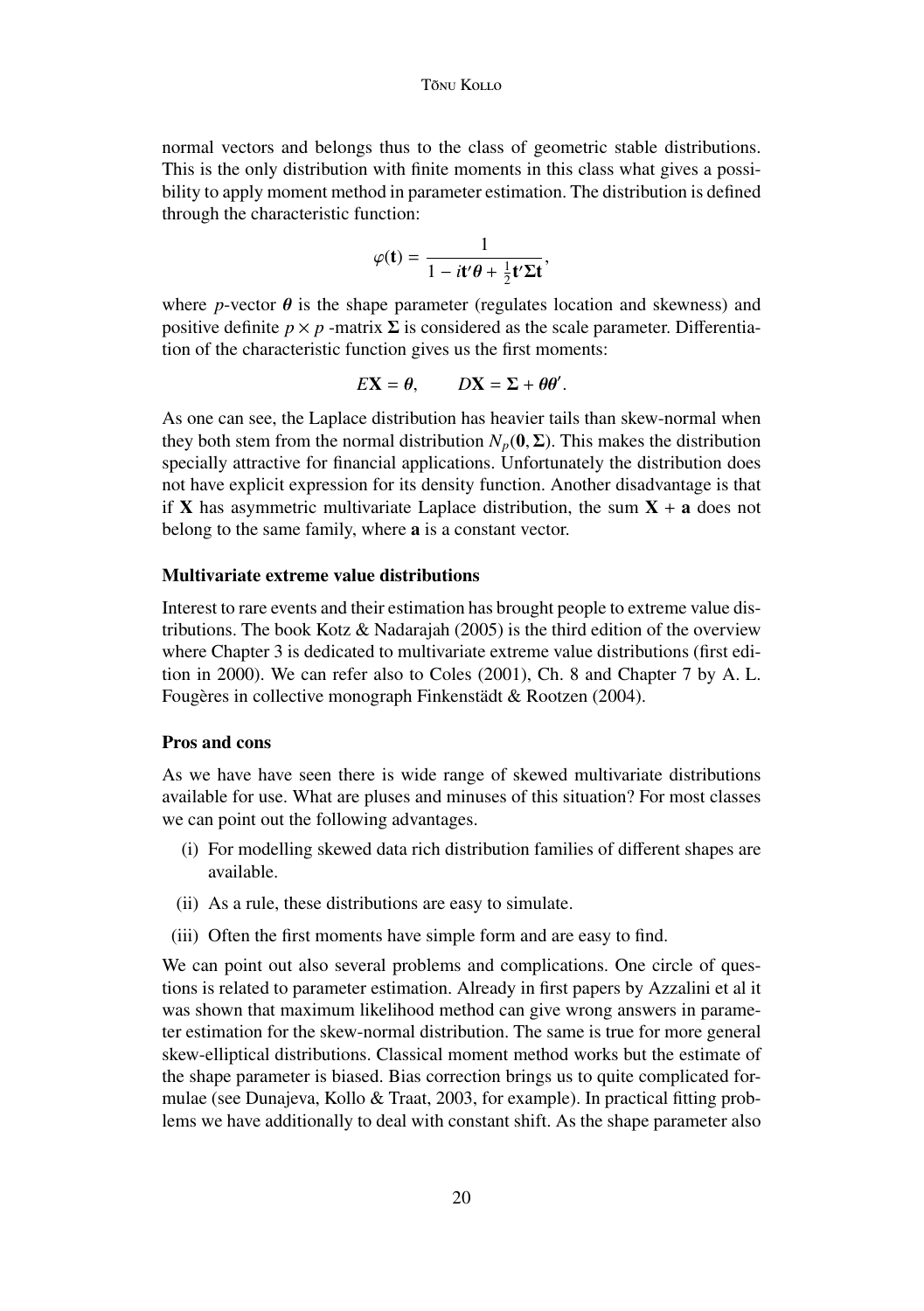normal vectors and belongs thus to the class of geometric stable distributions. This is the only distribution with finite moments in this class what gives a possibility to apply moment method in parameter estimation. The distribution is defined through the characteristic function:

$$\varphi(\mathbf{t}) = \frac{1}{1 - i\mathbf{t}'\boldsymbol{\theta} + \frac{1}{2}\mathbf{t}'\boldsymbol{\Sigma}\mathbf{t}},$$

where $p$-vector $\boldsymbol{\theta}$ is the shape parameter (regulates location and skewness) and positive definite $p \times p$ -matrix $\boldsymbol{\Sigma}$ is considered as the scale parameter. Differentiation of the characteristic function gives us the first moments:

$$E\mathbf{X} = \boldsymbol{\theta}, \qquad D\mathbf{X} = \boldsymbol{\Sigma} + \boldsymbol{\theta}\boldsymbol{\theta}'.$$

As one can see, the Laplace distribution has heavier tails than skew-normal when they both stem from the normal distribution $N_p(\mathbf{0}, \boldsymbol{\Sigma})$. This makes the distribution specially attractive for financial applications. Unfortunately the distribution does not have explicit expression for its density function. Another disadvantage is that if $\mathbf{X}$ has asymmetric multivariate Laplace distribution, the sum $\mathbf{X} + \mathbf{a}$ does not belong to the same family, where $\mathbf{a}$ is a constant vector.

### Multivariate extreme value distributions

Interest to rare events and their estimation has brought people to extreme value distributions. The book Kotz & Nadarajah (2005) is the third edition of the overview where Chapter 3 is dedicated to multivariate extreme value distributions (first edition in 2000). We can refer also to Coles (2001), Ch. 8 and Chapter 7 by A. L. Fougères in collective monograph Finkenstädt & Rootzen (2004).

### Pros and cons

As we have have seen there is wide range of skewed multivariate distributions available for use. What are pluses and minuses of this situation? For most classes we can point out the following advantages.

(i) For modelling skewed data rich distribution families of different shapes are available.

(ii) As a rule, these distributions are easy to simulate.

(iii) Often the first moments have simple form and are easy to find.

We can point out also several problems and complications. One circle of questions is related to parameter estimation. Already in first papers by Azzalini et al it was shown that maximum likelihood method can give wrong answers in parameter estimation for the skew-normal distribution. The same is true for more general skew-elliptical distributions. Classical moment method works but the estimate of the shape parameter is biased. Bias correction brings us to quite complicated formulae (see Dunajeva, Kollo & Traat, 2003, for example). In practical fitting problems we have additionally to deal with constant shift. As the shape parameter also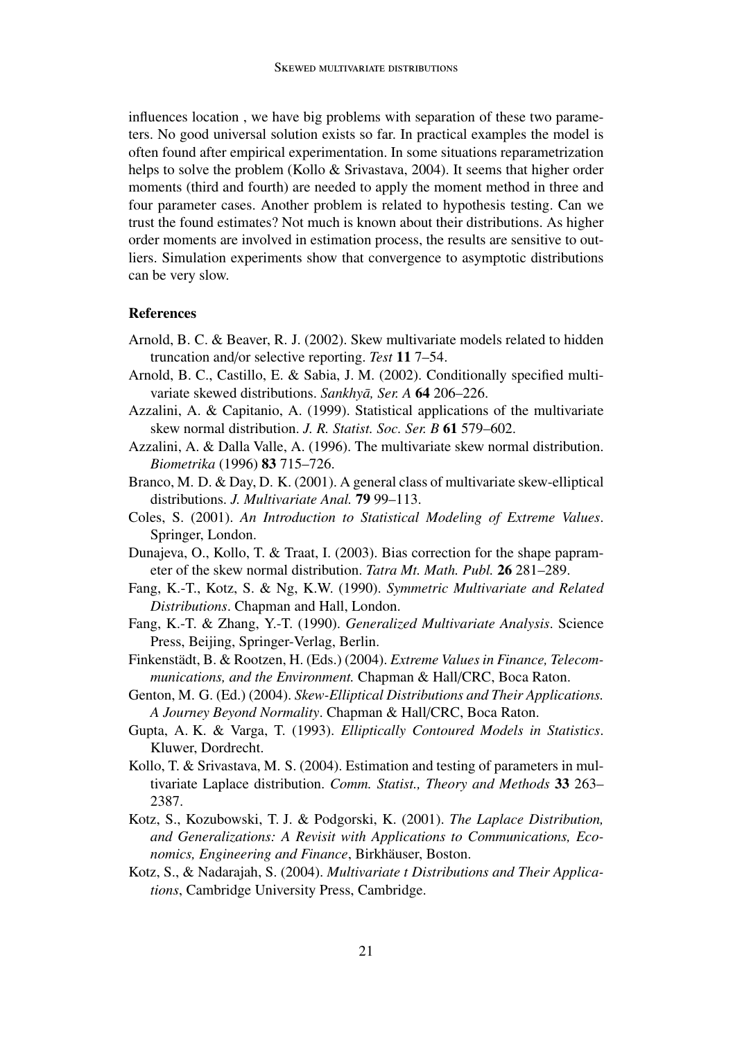influences location , we have big problems with separation of these two parameters. No good universal solution exists so far. In practical examples the model is often found after empirical experimentation. In some situations reparametrization helps to solve the problem (Kollo & Srivastava, 2004). It seems that higher order moments (third and fourth) are needed to apply the moment method in three and four parameter cases. Another problem is related to hypothesis testing. Can we trust the found estimates? Not much is known about their distributions. As higher order moments are involved in estimation process, the results are sensitive to outliers. Simulation experiments show that convergence to asymptotic distributions can be very slow.

### References

Arnold, B. C. & Beaver, R. J. (2002). Skew multivariate models related to hidden truncation and/or selective reporting. *Test* **11** 7–54.

Arnold, B. C., Castillo, E. & Sabia, J. M. (2002). Conditionally specified multivariate skewed distributions. *Sankhyā, Ser. A* **64** 206–226.

Azzalini, A. & Capitanio, A. (1999). Statistical applications of the multivariate skew normal distribution. *J. R. Statist. Soc. Ser. B* **61** 579–602.

Azzalini, A. & Dalla Valle, A. (1996). The multivariate skew normal distribution. *Biometrika* (1996) **83** 715–726.

Branco, M. D. & Day, D. K. (2001). A general class of multivariate skew-elliptical distributions. *J. Multivariate Anal.* **79** 99–113.

Coles, S. (2001). *An Introduction to Statistical Modeling of Extreme Values*. Springer, London.

Dunajeva, O., Kollo, T. & Traat, I. (2003). Bias correction for the shape paprameter of the skew normal distribution. *Tatra Mt. Math. Publ.* **26** 281–289.

Fang, K.-T., Kotz, S. & Ng, K.W. (1990). *Symmetric Multivariate and Related Distributions*. Chapman and Hall, London.

Fang, K.-T. & Zhang, Y.-T. (1990). *Generalized Multivariate Analysis*. Science Press, Beijing, Springer-Verlag, Berlin.

Finkenstädt, B. & Rootzen, H. (Eds.) (2004). *Extreme Values in Finance, Telecommunications, and the Environment.* Chapman & Hall/CRC, Boca Raton.

Genton, M. G. (Ed.) (2004). *Skew-Elliptical Distributions and Their Applications. A Journey Beyond Normality*. Chapman & Hall/CRC, Boca Raton.

Gupta, A. K. & Varga, T. (1993). *Elliptically Contoured Models in Statistics*. Kluwer, Dordrecht.

Kollo, T. & Srivastava, M. S. (2004). Estimation and testing of parameters in multivariate Laplace distribution. *Comm. Statist., Theory and Methods* **33** 263–2387.

Kotz, S., Kozubowski, T. J. & Podgorski, K. (2001). *The Laplace Distribution, and Generalizations: A Revisit with Applications to Communications, Economics, Engineering and Finance*, Birkhäuser, Boston.

Kotz, S., & Nadarajah, S. (2004). *Multivariate t Distributions and Their Applications*, Cambridge University Press, Cambridge.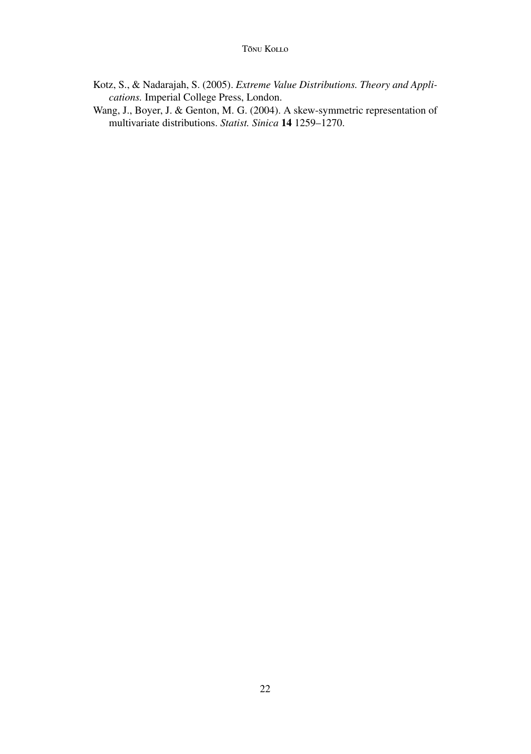Kotz, S., & Nadarajah, S. (2005). *Extreme Value Distributions. Theory and Applications.* Imperial College Press, London.

Wang, J., Boyer, J. & Genton, M. G. (2004). A skew-symmetric representation of multivariate distributions. *Statist. Sinica* **14** 1259–1270.